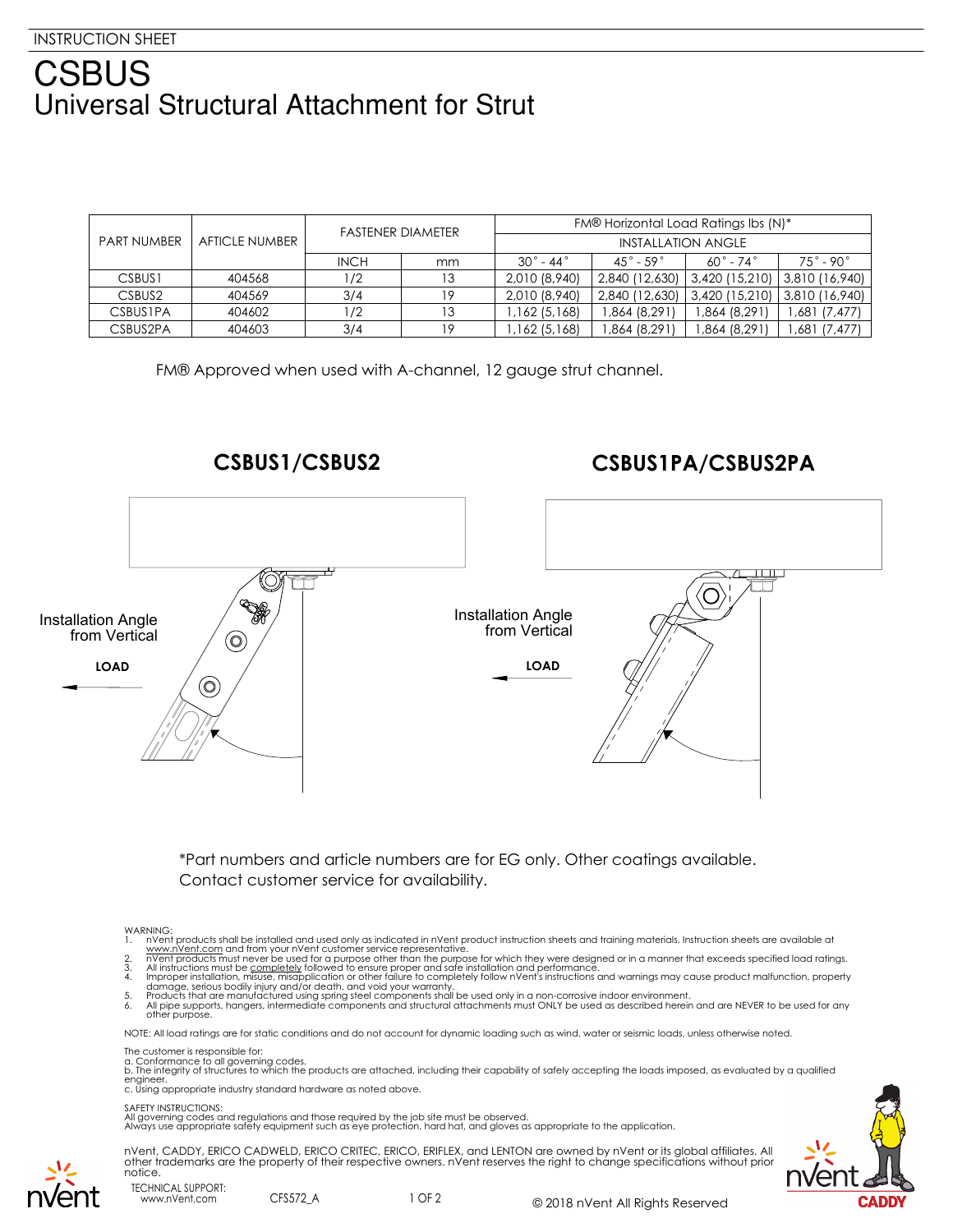INSTRUCTION SHEET

# CSBUS

## Universal Structural Attachment for Strut

| PART NUMBER | AFTICLE NUMBER | FASTENER DIAMETER | | FM® Horizontal Load Ratings lbs (N)* | | | |
|---|---|---|---|---|---|---|---|
| | | | | INSTALLATION ANGLE | | | |
| | | INCH | mm | 30° - 44° | 45° - 59° | 60° - 74° | 75° - 90° |
| CSBUS1 | 404568 | 1/2 | 13 | 2,010 (8,940) | 2,840 (12,630) | 3,420 (15,210) | 3,810 (16,940) |
| CSBUS2 | 404569 | 3/4 | 19 | 2,010 (8,940) | 2,840 (12,630) | 3,420 (15,210) | 3,810 (16,940) |
| CSBUS1PA | 404602 | 1/2 | 13 | 1,162 (5,168) | 1,864 (8,291) | 1,864 (8,291) | 1,681 (7,477) |
| CSBUS2PA | 404603 | 3/4 | 19 | 1,162 (5,168) | 1,864 (8,291) | 1,864 (8,291) | 1,681 (7,477) |

FM® Approved when used with A-channel, 12 gauge strut channel.

**CSBUS1/CSBUS2**

Installation Angle from Vertical

**LOAD**

**CSBUS1PA/CSBUS2PA**

Installation Angle from Vertical

**LOAD**

*Part numbers and article numbers are for EG only. Other coatings available. Contact customer service for availability.

WARNING:

1. nVent products shall be installed and used only as indicated in nVent product instruction sheets and training materials. Instruction sheets are available at www.nVent.com and from your nVent customer service representative.
2. nVent products must never be used for a purpose other than the purpose for which they were designed or in a manner that exceeds specified load ratings.
3. All instructions must be completely followed to ensure proper and safe installation and performance.
4. Improper installation, misuse, misapplication or other failure to completely follow nVent's instructions and warnings may cause product malfunction, property damage, serious bodily injury and/or death, and void your warranty.
5. Products that are manufactured using spring steel components shall be used only in a non-corrosive indoor environment.
6. All pipe supports, hangers, intermediate components and structural attachments must ONLY be used as described herein and are NEVER to be used for any other purpose.

NOTE: All load ratings are for static conditions and do not account for dynamic loading such as wind, water or seismic loads, unless otherwise noted.

The customer is responsible for:
a. Conformance to all governing codes.
b. The integrity of structures to which the products are attached, including their capability of safely accepting the loads imposed, as evaluated by a qualified engineer.
c. Using appropriate industry standard hardware as noted above.

SAFETY INSTRUCTIONS:
All governing codes and regulations and those required by the job site must be observed.
Always use appropriate safety equipment such as eye protection, hard hat, and gloves as appropriate to the application.

nVent, CADDY, ERICO CADWELD, ERICO CRITEC, ERICO, ERIFLEX, and LENTON are owned by nVent or its global affiliates. All other trademarks are the property of their respective owners. nVent reserves the right to change specifications without prior notice.

TECHNICAL SUPPORT:
www.nVent.com

CFS572_A

© 2018 nVent All Rights Reserved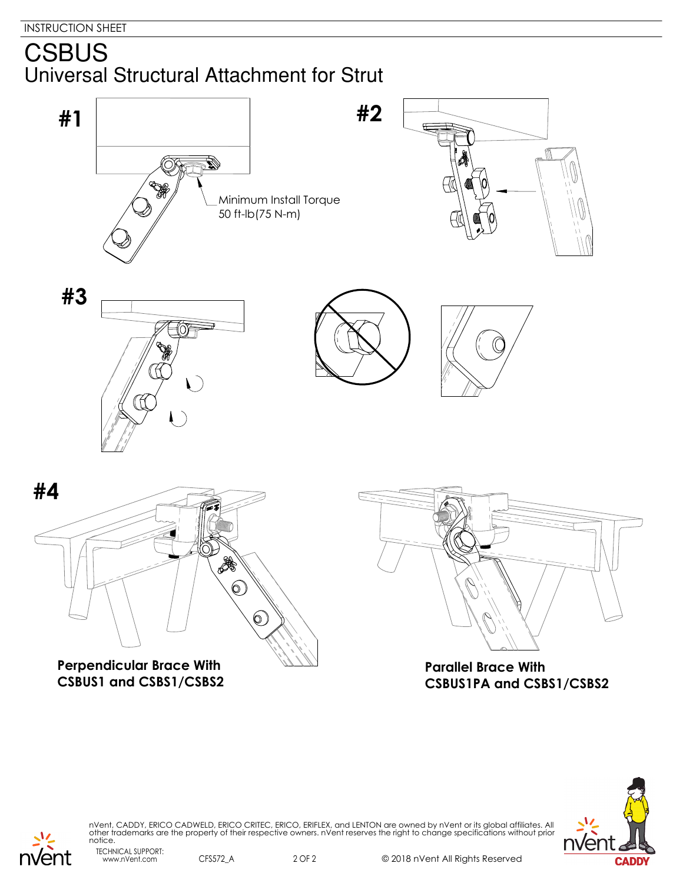# CSBUS

## Universal Structural Attachment for Strut

**#1**

Minimum Install Torque
50 ft-lb(75 N-m)

**#2**

**#3**

**#4**

**Perpendicular Brace With CSBUS1 and CSBS1/CSBS2**

**Parallel Brace With CSBUS1PA and CSBS1/CSBS2**

nVent, CADDY, ERICO CADWELD, ERICO CRITEC, ERICO, ERIFLEX, and LENTON are owned by nVent or its global affiliates. All other trademarks are the property of their respective owners. nVent reserves the right to change specifications without prior notice.

TECHNICAL SUPPORT:
www.nVent.com

CFS572_A

© 2018 nVent All Rights Reserved